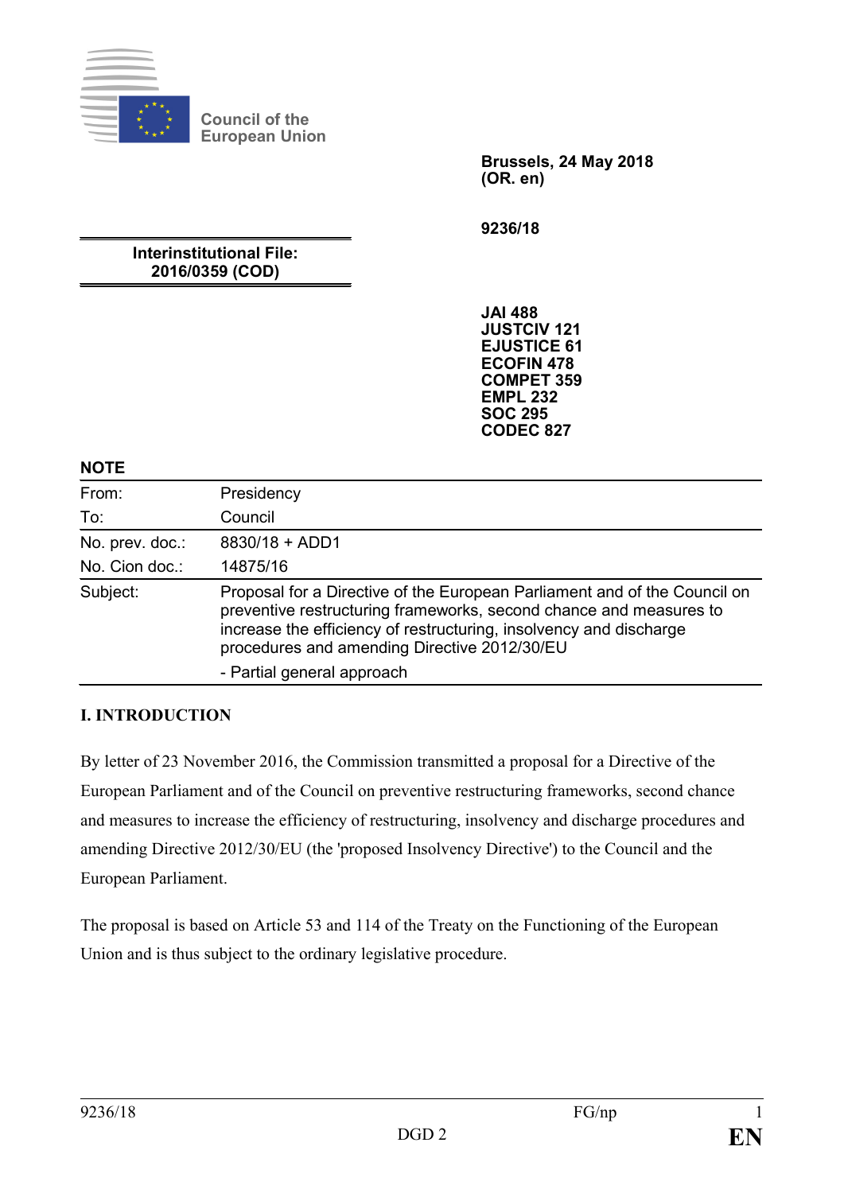Council of the European Union

**Brussels, 24 May 2018**
**(OR. en)**

**9236/18**

**Interinstitutional File:**
**2016/0359 (COD)**

**JAI 488**
**JUSTCIV 121**
**EJUSTICE 61**
**ECOFIN 478**
**COMPET 359**
**EMPL 232**
**SOC 295**
**CODEC 827**

**NOTE**

| | |
|---|---|
| From: | Presidency |
| To: | Council |
| No. prev. doc.: | 8830/18 + ADD1 |
| No. Cion doc.: | 14875/16 |
| Subject: | Proposal for a Directive of the European Parliament and of the Council on preventive restructuring frameworks, second chance and measures to increase the efficiency of restructuring, insolvency and discharge procedures and amending Directive 2012/30/EU<br>- Partial general approach |

## I. INTRODUCTION

By letter of 23 November 2016, the Commission transmitted a proposal for a Directive of the European Parliament and of the Council on preventive restructuring frameworks, second chance and measures to increase the efficiency of restructuring, insolvency and discharge procedures and amending Directive 2012/30/EU (the 'proposed Insolvency Directive') to the Council and the European Parliament.

The proposal is based on Article 53 and 114 of the Treaty on the Functioning of the European Union and is thus subject to the ordinary legislative procedure.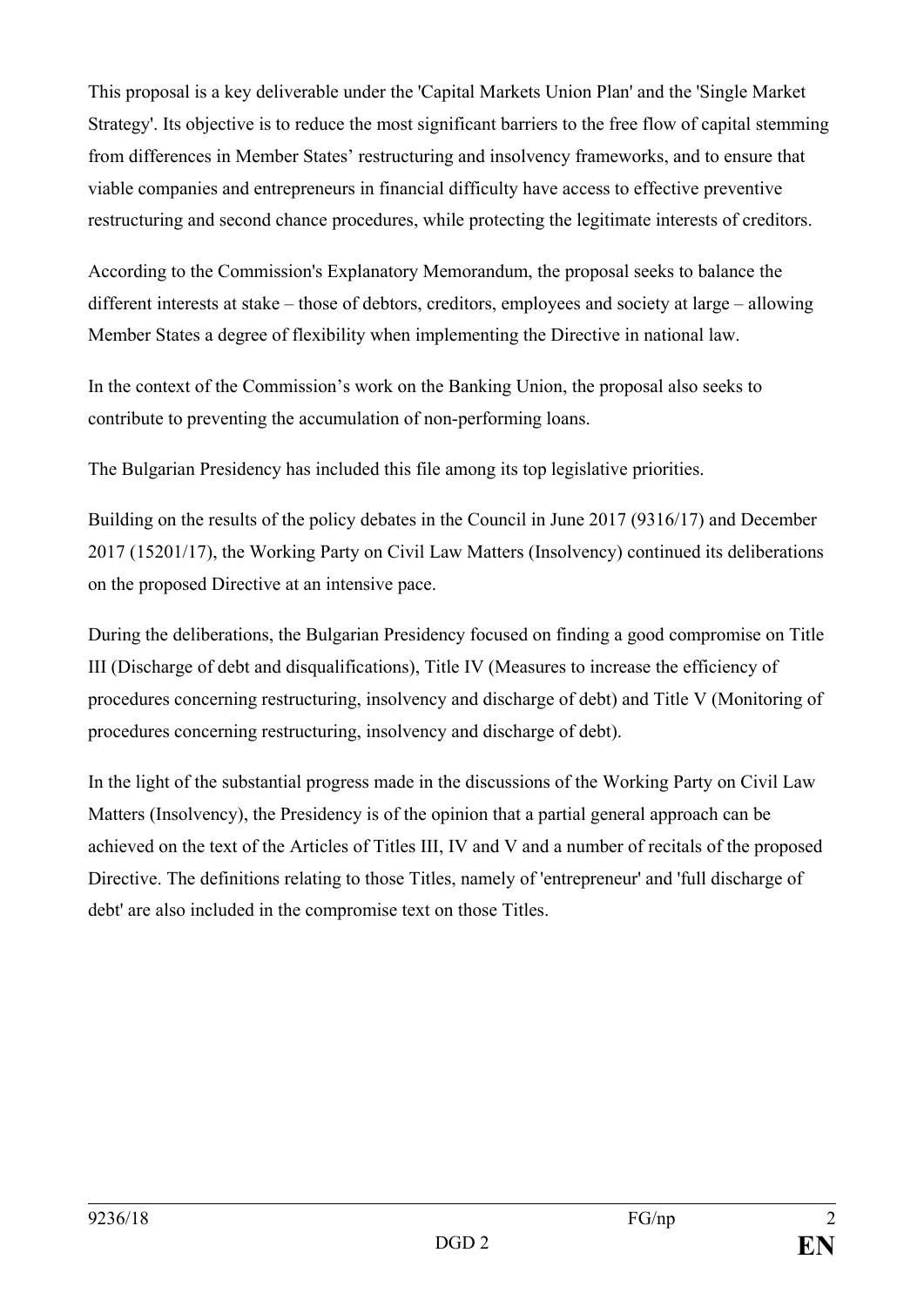This proposal is a key deliverable under the 'Capital Markets Union Plan' and the 'Single Market Strategy'. Its objective is to reduce the most significant barriers to the free flow of capital stemming from differences in Member States' restructuring and insolvency frameworks, and to ensure that viable companies and entrepreneurs in financial difficulty have access to effective preventive restructuring and second chance procedures, while protecting the legitimate interests of creditors.

According to the Commission's Explanatory Memorandum, the proposal seeks to balance the different interests at stake – those of debtors, creditors, employees and society at large – allowing Member States a degree of flexibility when implementing the Directive in national law.

In the context of the Commission's work on the Banking Union, the proposal also seeks to contribute to preventing the accumulation of non-performing loans.

The Bulgarian Presidency has included this file among its top legislative priorities.

Building on the results of the policy debates in the Council in June 2017 (9316/17) and December 2017 (15201/17), the Working Party on Civil Law Matters (Insolvency) continued its deliberations on the proposed Directive at an intensive pace.

During the deliberations, the Bulgarian Presidency focused on finding a good compromise on Title III (Discharge of debt and disqualifications), Title IV (Measures to increase the efficiency of procedures concerning restructuring, insolvency and discharge of debt) and Title V (Monitoring of procedures concerning restructuring, insolvency and discharge of debt).

In the light of the substantial progress made in the discussions of the Working Party on Civil Law Matters (Insolvency), the Presidency is of the opinion that a partial general approach can be achieved on the text of the Articles of Titles III, IV and V and a number of recitals of the proposed Directive. The definitions relating to those Titles, namely of 'entrepreneur' and 'full discharge of debt' are also included in the compromise text on those Titles.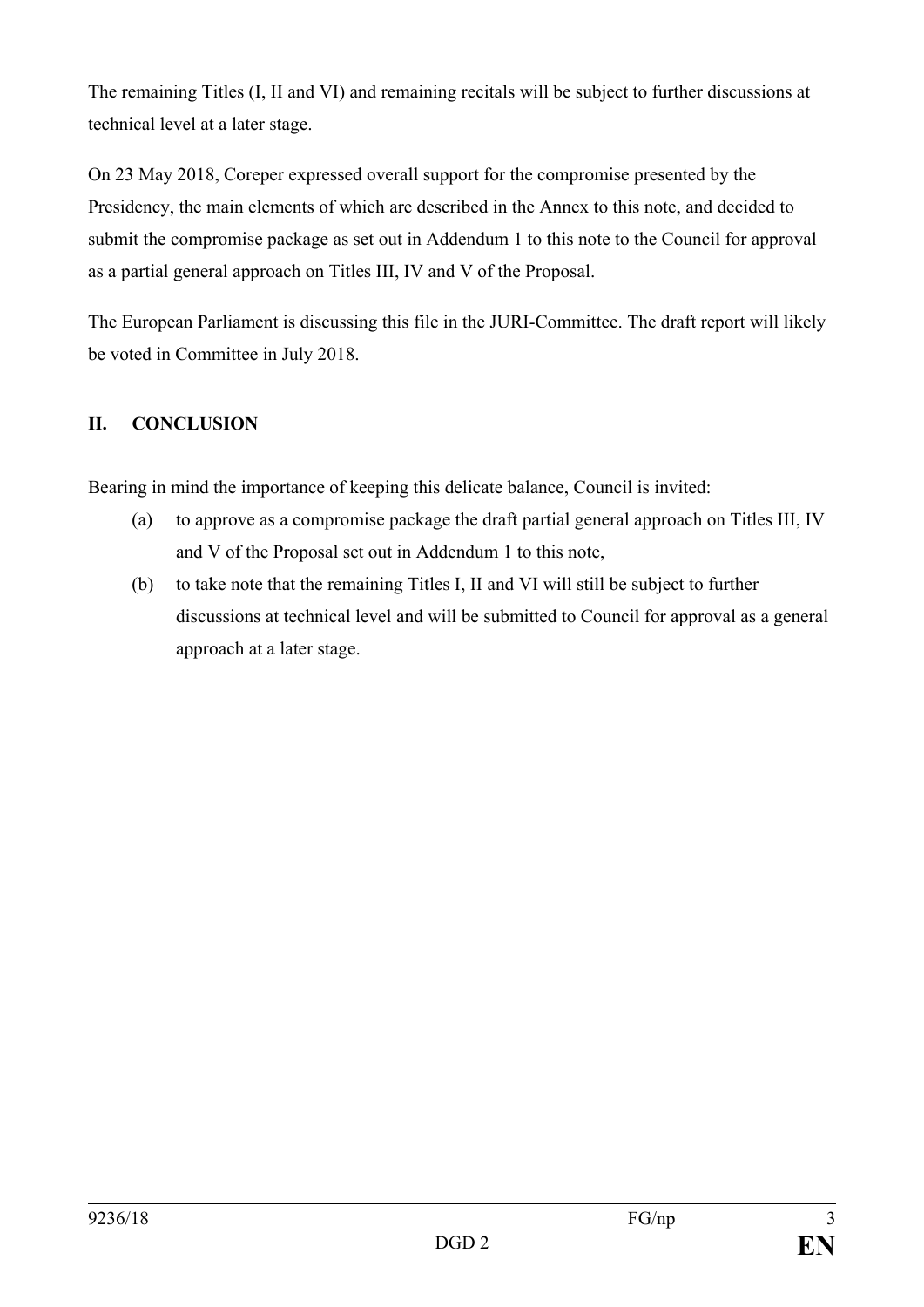The remaining Titles (I, II and VI) and remaining recitals will be subject to further discussions at technical level at a later stage.

On 23 May 2018, Coreper expressed overall support for the compromise presented by the Presidency, the main elements of which are described in the Annex to this note, and decided to submit the compromise package as set out in Addendum 1 to this note to the Council for approval as a partial general approach on Titles III, IV and V of the Proposal.

The European Parliament is discussing this file in the JURI-Committee. The draft report will likely be voted in Committee in July 2018.

## II. CONCLUSION

Bearing in mind the importance of keeping this delicate balance, Council is invited:

(a) to approve as a compromise package the draft partial general approach on Titles III, IV and V of the Proposal set out in Addendum 1 to this note,

(b) to take note that the remaining Titles I, II and VI will still be subject to further discussions at technical level and will be submitted to Council for approval as a general approach at a later stage.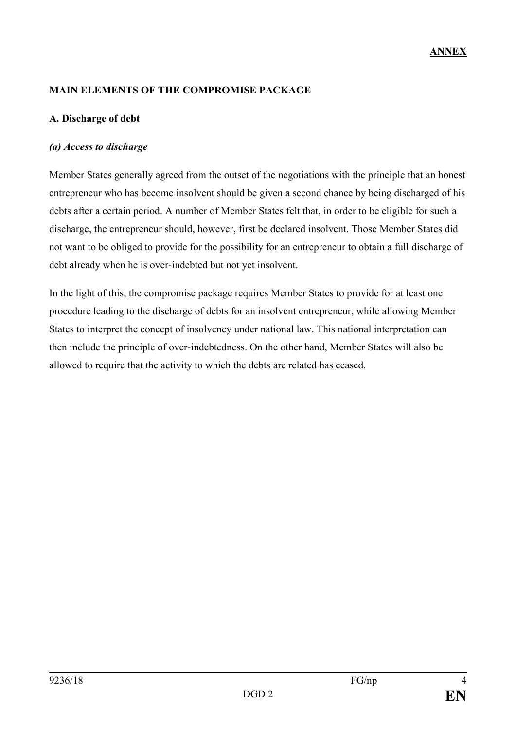**ANNEX**

## MAIN ELEMENTS OF THE COMPROMISE PACKAGE

### A. Discharge of debt

#### *(a) Access to discharge*

Member States generally agreed from the outset of the negotiations with the principle that an honest entrepreneur who has become insolvent should be given a second chance by being discharged of his debts after a certain period. A number of Member States felt that, in order to be eligible for such a discharge, the entrepreneur should, however, first be declared insolvent. Those Member States did not want to be obliged to provide for the possibility for an entrepreneur to obtain a full discharge of debt already when he is over-indebted but not yet insolvent.

In the light of this, the compromise package requires Member States to provide for at least one procedure leading to the discharge of debts for an insolvent entrepreneur, while allowing Member States to interpret the concept of insolvency under national law. This national interpretation can then include the principle of over-indebtedness. On the other hand, Member States will also be allowed to require that the activity to which the debts are related has ceased.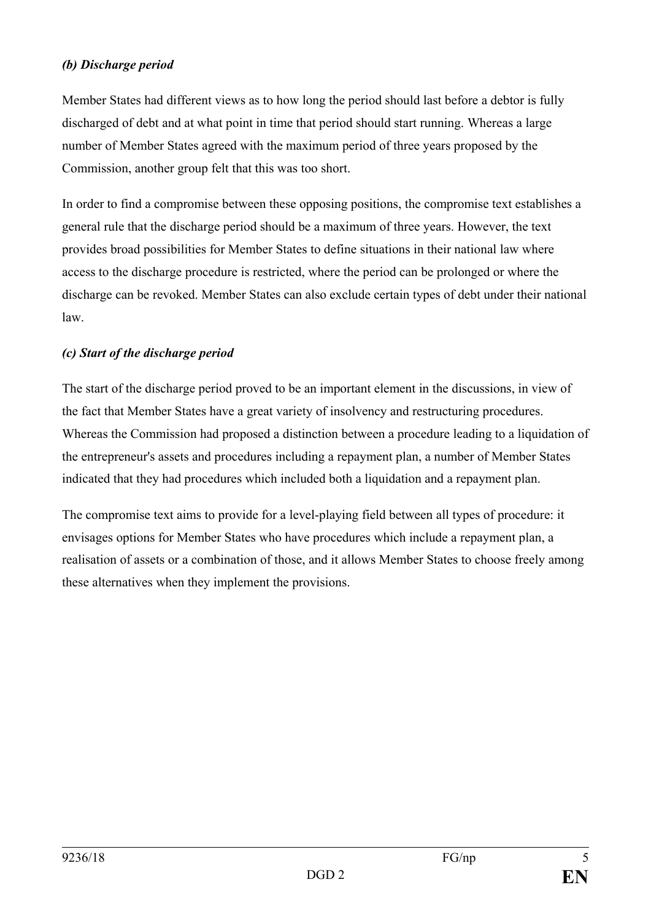***(b) Discharge period***

Member States had different views as to how long the period should last before a debtor is fully discharged of debt and at what point in time that period should start running. Whereas a large number of Member States agreed with the maximum period of three years proposed by the Commission, another group felt that this was too short.

In order to find a compromise between these opposing positions, the compromise text establishes a general rule that the discharge period should be a maximum of three years. However, the text provides broad possibilities for Member States to define situations in their national law where access to the discharge procedure is restricted, where the period can be prolonged or where the discharge can be revoked. Member States can also exclude certain types of debt under their national law.

***(c) Start of the discharge period***

The start of the discharge period proved to be an important element in the discussions, in view of the fact that Member States have a great variety of insolvency and restructuring procedures. Whereas the Commission had proposed a distinction between a procedure leading to a liquidation of the entrepreneur's assets and procedures including a repayment plan, a number of Member States indicated that they had procedures which included both a liquidation and a repayment plan.

The compromise text aims to provide for a level-playing field between all types of procedure: it envisages options for Member States who have procedures which include a repayment plan, a realisation of assets or a combination of those, and it allows Member States to choose freely among these alternatives when they implement the provisions.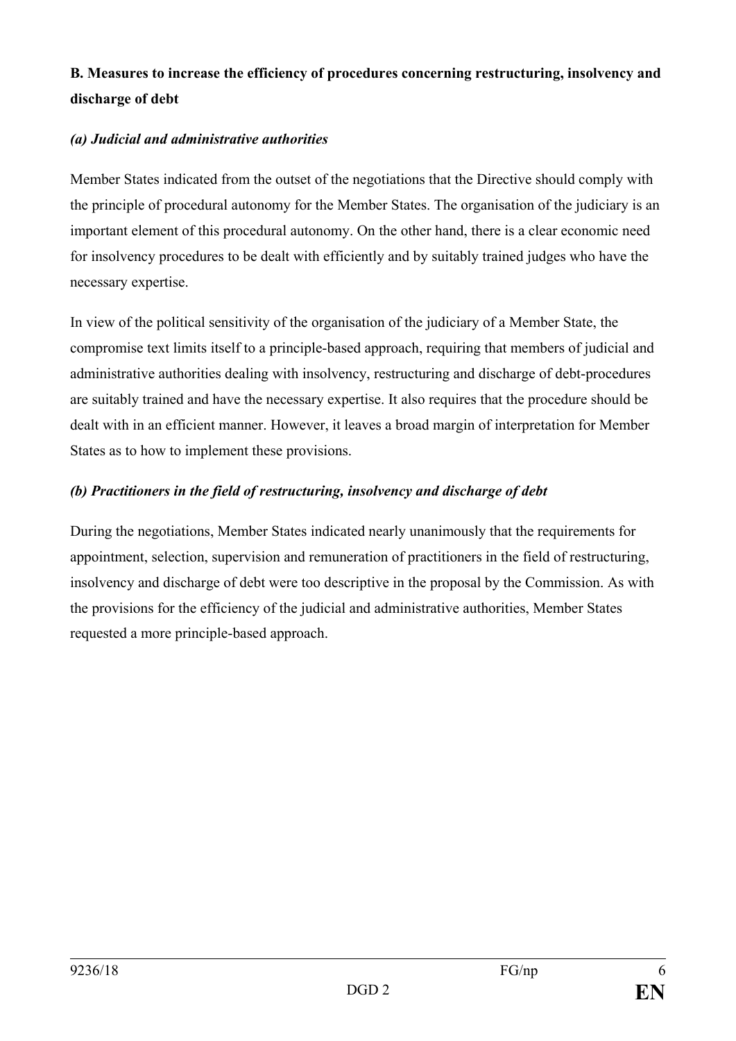**B. Measures to increase the efficiency of procedures concerning restructuring, insolvency and discharge of debt**

***(a) Judicial and administrative authorities***

Member States indicated from the outset of the negotiations that the Directive should comply with the principle of procedural autonomy for the Member States. The organisation of the judiciary is an important element of this procedural autonomy. On the other hand, there is a clear economic need for insolvency procedures to be dealt with efficiently and by suitably trained judges who have the necessary expertise.

In view of the political sensitivity of the organisation of the judiciary of a Member State, the compromise text limits itself to a principle-based approach, requiring that members of judicial and administrative authorities dealing with insolvency, restructuring and discharge of debt-procedures are suitably trained and have the necessary expertise. It also requires that the procedure should be dealt with in an efficient manner. However, it leaves a broad margin of interpretation for Member States as to how to implement these provisions.

***(b) Practitioners in the field of restructuring, insolvency and discharge of debt***

During the negotiations, Member States indicated nearly unanimously that the requirements for appointment, selection, supervision and remuneration of practitioners in the field of restructuring, insolvency and discharge of debt were too descriptive in the proposal by the Commission. As with the provisions for the efficiency of the judicial and administrative authorities, Member States requested a more principle-based approach.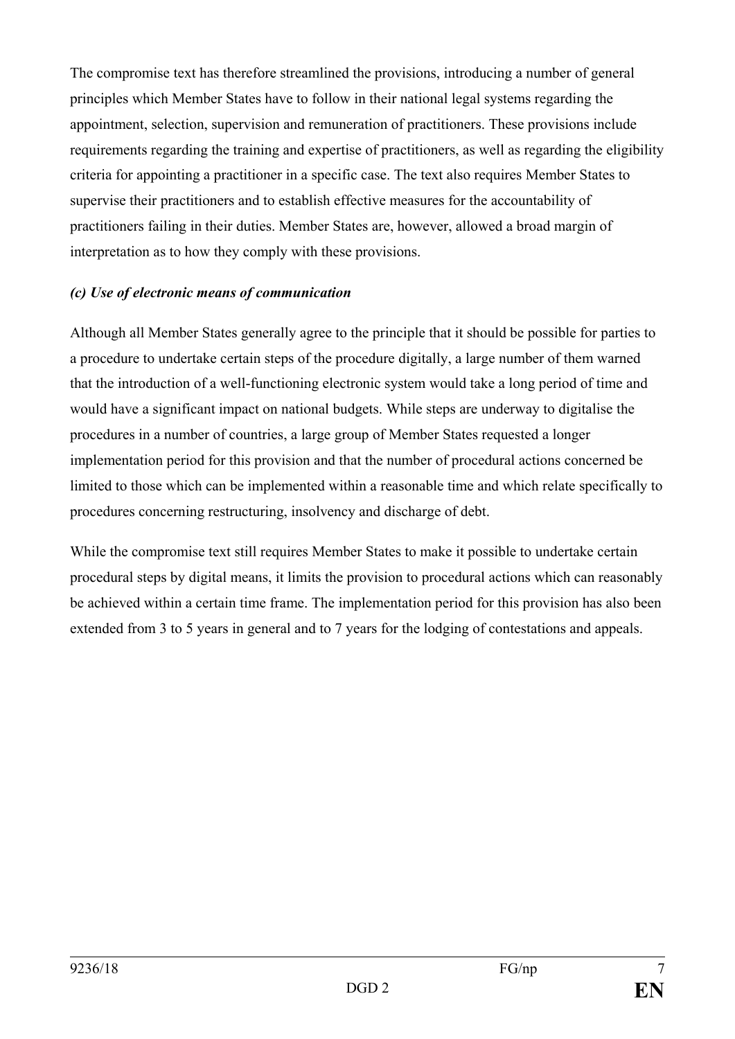The compromise text has therefore streamlined the provisions, introducing a number of general principles which Member States have to follow in their national legal systems regarding the appointment, selection, supervision and remuneration of practitioners. These provisions include requirements regarding the training and expertise of practitioners, as well as regarding the eligibility criteria for appointing a practitioner in a specific case. The text also requires Member States to supervise their practitioners and to establish effective measures for the accountability of practitioners failing in their duties. Member States are, however, allowed a broad margin of interpretation as to how they comply with these provisions.

***(c) Use of electronic means of communication***

Although all Member States generally agree to the principle that it should be possible for parties to a procedure to undertake certain steps of the procedure digitally, a large number of them warned that the introduction of a well-functioning electronic system would take a long period of time and would have a significant impact on national budgets. While steps are underway to digitalise the procedures in a number of countries, a large group of Member States requested a longer implementation period for this provision and that the number of procedural actions concerned be limited to those which can be implemented within a reasonable time and which relate specifically to procedures concerning restructuring, insolvency and discharge of debt.

While the compromise text still requires Member States to make it possible to undertake certain procedural steps by digital means, it limits the provision to procedural actions which can reasonably be achieved within a certain time frame. The implementation period for this provision has also been extended from 3 to 5 years in general and to 7 years for the lodging of contestations and appeals.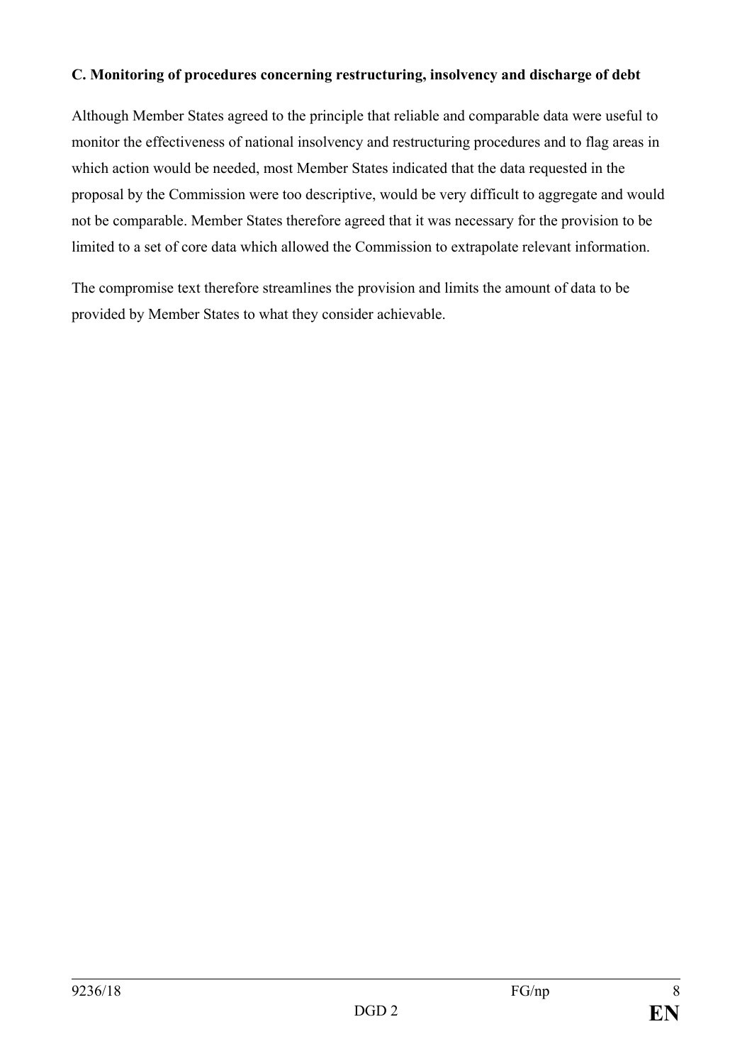**C. Monitoring of procedures concerning restructuring, insolvency and discharge of debt**

Although Member States agreed to the principle that reliable and comparable data were useful to monitor the effectiveness of national insolvency and restructuring procedures and to flag areas in which action would be needed, most Member States indicated that the data requested in the proposal by the Commission were too descriptive, would be very difficult to aggregate and would not be comparable. Member States therefore agreed that it was necessary for the provision to be limited to a set of core data which allowed the Commission to extrapolate relevant information.

The compromise text therefore streamlines the provision and limits the amount of data to be provided by Member States to what they consider achievable.